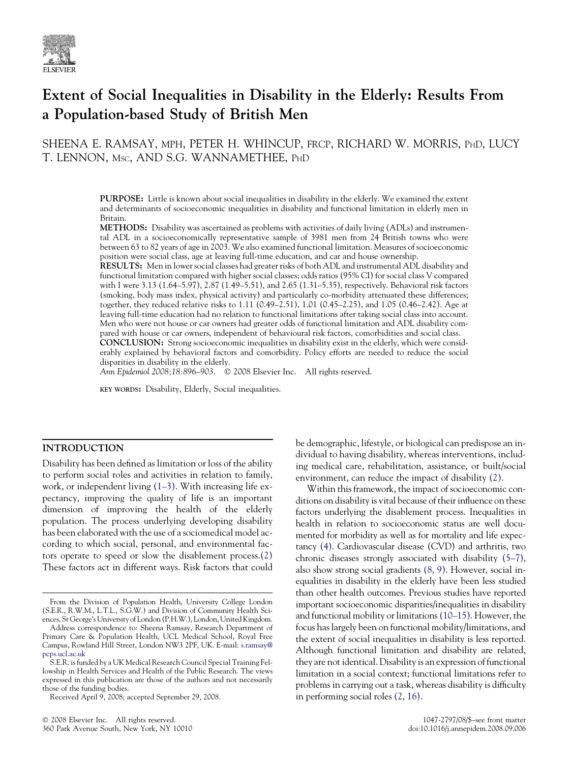# Extent of Social Inequalities in Disability in the Elderly: Results From a Population-based Study of British Men

SHEENA E. RAMSAY, MPH, PETER H. WHINCUP, FRCP, RICHARD W. MORRIS, PhD, LUCY T. LENNON, MSc, AND S.G. WANNAMETHEE, PhD

**PURPOSE:** Little is known about social inequalities in disability in the elderly. We examined the extent and determinants of socioeconomic inequalities in disability and functional limitation in elderly men in Britain.

**METHODS:** Disability was ascertained as problems with activities of daily living (ADLs) and instrumental ADL in a socioeconomically representative sample of 3981 men from 24 British towns who were between 63 to 82 years of age in 2003. We also examined functional limitation. Measures of socioeconomic position were social class, age at leaving full-time education, and car and house ownership.

**RESULTS:** Men in lower social classes had greater risks of both ADL and instrumental ADL disability and functional limitation compared with higher social classes; odds ratios (95% CI) for social class V compared with I were 3.13 (1.64–5.97), 2.87 (1.49–5.51), and 2.65 (1.31–5.35), respectively. Behavioral risk factors (smoking, body mass index, physical activity) and particularly co-morbidity attenuated these differences; together, they reduced relative risks to 1.11 (0.49–2.51), 1.01 (0.45–2.25), and 1.05 (0.46–2.42). Age at leaving full-time education had no relation to functional limitations after taking social class into account. Men who were not house or car owners had greater odds of functional limitation and ADL disability compared with house or car owners, independent of behavioural risk factors, comorbidities and social class.

**CONCLUSION:** Strong socioeconomic inequalities in disability exist in the elderly, which were considerably explained by behavioral factors and comorbidity. Policy efforts are needed to reduce the social disparities in disability in the elderly.

*Ann Epidemiol 2008;18:896–903.* © 2008 Elsevier Inc. All rights reserved.

KEY WORDS: Disability, Elderly, Social inequalities.

## INTRODUCTION

Disability has been defined as limitation or loss of the ability to perform social roles and activities in relation to family, work, or independent living (1–3). With increasing life expectancy, improving the quality of life is an important dimension of improving the health of the elderly population. The process underlying developing disability has been elaborated with the use of a sociomedical model according to which social, personal, and environmental factors operate to speed or slow the disablement process.(2) These factors act in different ways. Risk factors that could be demographic, lifestyle, or biological can predispose an individual to having disability, whereas interventions, including medical care, rehabilitation, assistance, or built/social environment, can reduce the impact of disability (2).

Within this framework, the impact of socioeconomic conditions on disability is vital because of their influence on these factors underlying the disablement process. Inequalities in health in relation to socioeconomic status are well documented for morbidity as well as for mortality and life expectancy (4). Cardiovascular disease (CVD) and arthritis, two chronic diseases strongly associated with disability (5–7), also show strong social gradients (8, 9). However, social inequalities in disability in the elderly have been less studied than other health outcomes. Previous studies have reported important socioeconomic disparities/inequalities in disability and functional mobility or limitations (10–15). However, the focus has largely been on functional mobility/limitations, and the extent of social inequalities in disability is less reported. Although functional limitation and disability are related, they are not identical. Disability is an expression of functional limitation in a social context; functional limitations refer to problems in carrying out a task, whereas disability is difficulty in performing social roles (2, 16).

From the Division of Population Health, University College London (S.E.R., R.W.M., L.T.L., S.G.W.) and Division of Community Health Sciences, St George's University of London (P.H.W.), London, United Kingdom.

Address correspondence to: Sheena Ramsay, Research Department of Primary Care & Population Health, UCL Medical School, Royal Free Campus, Rowland Hill Street, London NW3 2PF, UK. E-mail: s.ramsay@pcps.ucl.ac.uk

S.E.R. is funded by a UK Medical Research Council Special Training Fellowship in Health Services and Health of the Public Research. The views expressed in this publication are those of the authors and not necessarily those of the funding bodies.

Received April 9, 2008; accepted September 29, 2008.

© 2008 Elsevier Inc. All rights reserved.
360 Park Avenue South, New York, NY 10010

1047-2797/08/$–see front matter
doi:10.1016/j.annepidem.2008.09.006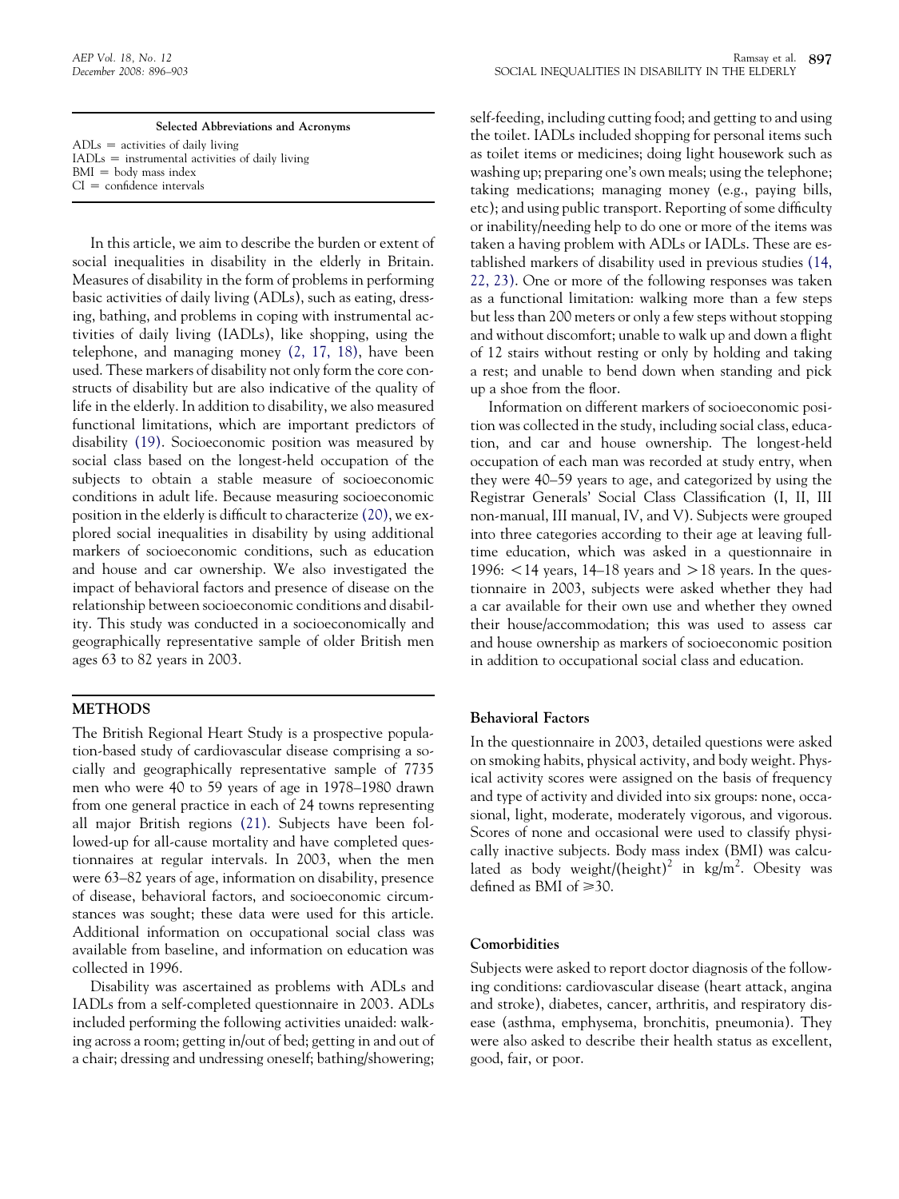**Selected Abbreviations and Acronyms**

ADLs = activities of daily living
IADLs = instrumental activities of daily living
BMI = body mass index
CI = confidence intervals

In this article, we aim to describe the burden or extent of social inequalities in disability in the elderly in Britain. Measures of disability in the form of problems in performing basic activities of daily living (ADLs), such as eating, dressing, bathing, and problems in coping with instrumental activities of daily living (IADLs), like shopping, using the telephone, and managing money (2, 17, 18), have been used. These markers of disability not only form the core constructs of disability but are also indicative of the quality of life in the elderly. In addition to disability, we also measured functional limitations, which are important predictors of disability (19). Socioeconomic position was measured by social class based on the longest-held occupation of the subjects to obtain a stable measure of socioeconomic conditions in adult life. Because measuring socioeconomic position in the elderly is difficult to characterize (20), we explored social inequalities in disability by using additional markers of socioeconomic conditions, such as education and house and car ownership. We also investigated the impact of behavioral factors and presence of disease on the relationship between socioeconomic conditions and disability. This study was conducted in a socioeconomically and geographically representative sample of older British men ages 63 to 82 years in 2003.

## METHODS

The British Regional Heart Study is a prospective population-based study of cardiovascular disease comprising a socially and geographically representative sample of 7735 men who were 40 to 59 years of age in 1978–1980 drawn from one general practice in each of 24 towns representing all major British regions (21). Subjects have been followed-up for all-cause mortality and have completed questionnaires at regular intervals. In 2003, when the men were 63–82 years of age, information on disability, presence of disease, behavioral factors, and socioeconomic circumstances was sought; these data were used for this article. Additional information on occupational social class was available from baseline, and information on education was collected in 1996.

Disability was ascertained as problems with ADLs and IADLs from a self-completed questionnaire in 2003. ADLs included performing the following activities unaided: walking across a room; getting in/out of bed; getting in and out of a chair; dressing and undressing oneself; bathing/showering; self-feeding, including cutting food; and getting to and using the toilet. IADLs included shopping for personal items such as toilet items or medicines; doing light housework such as washing up; preparing one's own meals; using the telephone; taking medications; managing money (e.g., paying bills, etc); and using public transport. Reporting of some difficulty or inability/needing help to do one or more of the items was taken a having problem with ADLs or IADLs. These are established markers of disability used in previous studies (14, 22, 23). One or more of the following responses was taken as a functional limitation: walking more than a few steps but less than 200 meters or only a few steps without stopping and without discomfort; unable to walk up and down a flight of 12 stairs without resting or only by holding and taking a rest; and unable to bend down when standing and pick up a shoe from the floor.

Information on different markers of socioeconomic position was collected in the study, including social class, education, and car and house ownership. The longest-held occupation of each man was recorded at study entry, when they were 40–59 years to age, and categorized by using the Registrar Generals' Social Class Classification (I, II, III non-manual, III manual, IV, and V). Subjects were grouped into three categories according to their age at leaving full-time education, which was asked in a questionnaire in 1996: $<14$ years, 14–18 years and $>18$ years. In the questionnaire in 2003, subjects were asked whether they had a car available for their own use and whether they owned their house/accommodation; this was used to assess car and house ownership as markers of socioeconomic position in addition to occupational social class and education.

### Behavioral Factors

In the questionnaire in 2003, detailed questions were asked on smoking habits, physical activity, and body weight. Physical activity scores were assigned on the basis of frequency and type of activity and divided into six groups: none, occasional, light, moderate, moderately vigorous, and vigorous. Scores of none and occasional were used to classify physically inactive subjects. Body mass index (BMI) was calculated as body weight/(height)$^2$ in kg/m$^2$. Obesity was defined as BMI of $\geqslant 30$.

### Comorbidities

Subjects were asked to report doctor diagnosis of the following conditions: cardiovascular disease (heart attack, angina and stroke), diabetes, cancer, arthritis, and respiratory disease (asthma, emphysema, bronchitis, pneumonia). They were also asked to describe their health status as excellent, good, fair, or poor.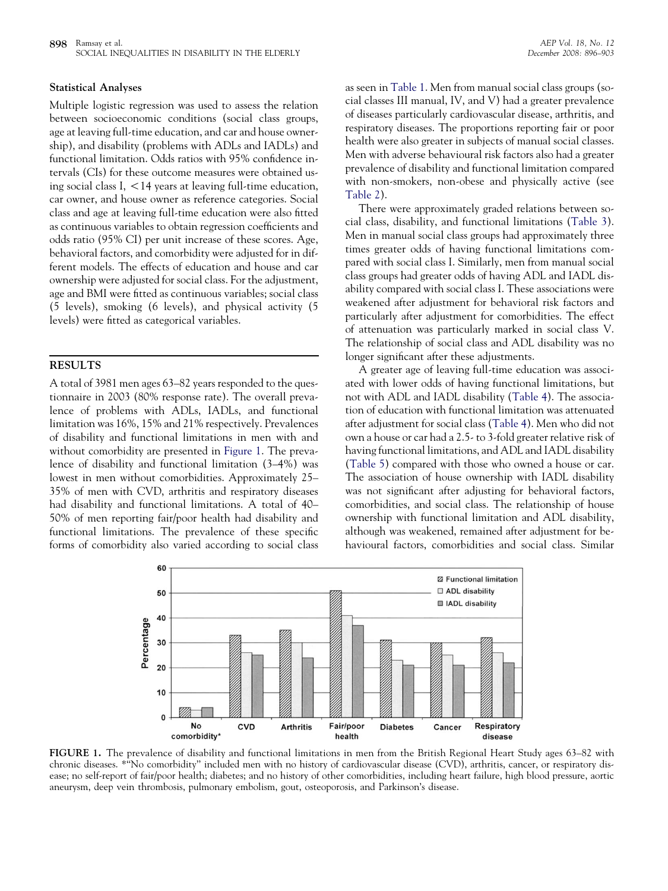### Statistical Analyses

Multiple logistic regression was used to assess the relation between socioeconomic conditions (social class groups, age at leaving full-time education, and car and house ownership), and disability (problems with ADLs and IADLs) and functional limitation. Odds ratios with 95% confidence intervals (CIs) for these outcome measures were obtained using social class I, <14 years at leaving full-time education, car owner, and house owner as reference categories. Social class and age at leaving full-time education were also fitted as continuous variables to obtain regression coefficients and odds ratio (95% CI) per unit increase of these scores. Age, behavioral factors, and comorbidity were adjusted for in different models. The effects of education and house and car ownership were adjusted for social class. For the adjustment, age and BMI were fitted as continuous variables; social class (5 levels), smoking (6 levels), and physical activity (5 levels) were fitted as categorical variables.

## RESULTS

A total of 3981 men ages 63–82 years responded to the questionnaire in 2003 (80% response rate). The overall prevalence of problems with ADLs, IADLs, and functional limitation was 16%, 15% and 21% respectively. Prevalences of disability and functional limitations in men with and without comorbidity are presented in Figure 1. The prevalence of disability and functional limitation (3–4%) was lowest in men without comorbidities. Approximately 25–35% of men with CVD, arthritis and respiratory diseases had disability and functional limitations. A total of 40–50% of men reporting fair/poor health had disability and functional limitations. The prevalence of these specific forms of comorbidity also varied according to social class as seen in Table 1. Men from manual social class groups (social classes III manual, IV, and V) had a greater prevalence of diseases particularly cardiovascular disease, arthritis, and respiratory diseases. The proportions reporting fair or poor health were also greater in subjects of manual social classes. Men with adverse behavioural risk factors also had a greater prevalence of disability and functional limitation compared with non-smokers, non-obese and physically active (see Table 2).

There were approximately graded relations between social class, disability, and functional limitations (Table 3). Men in manual social class groups had approximately three times greater odds of having functional limitations compared with social class I. Similarly, men from manual social class groups had greater odds of having ADL and IADL disability compared with social class I. These associations were weakened after adjustment for behavioral risk factors and particularly after adjustment for comorbidities. The effect of attenuation was particularly marked in social class V. The relationship of social class and ADL disability was no longer significant after these adjustments.

A greater age of leaving full-time education was associated with lower odds of having functional limitations, but not with ADL and IADL disability (Table 4). The association of education with functional limitation was attenuated after adjustment for social class (Table 4). Men who did not own a house or car had a 2.5- to 3-fold greater relative risk of having functional limitations, and ADL and IADL disability (Table 5) compared with those who owned a house or car. The association of house ownership with IADL disability was not significant after adjusting for behavioral factors, comorbidities, and social class. The relationship of house ownership with functional limitation and ADL disability, although was weakened, remained after adjustment for behaviour factors, comorbidities and social class. Similar

FIGURE 1. The prevalence of disability and functional limitations in men from the British Regional Heart Study ages 63–82 with chronic diseases. *"No comorbidity" included men with no history of cardiovascular disease (CVD), arthritis, cancer, or respiratory disease; no self-report of fair/poor health; diabetes; and no history of other comorbidities, including heart failure, high blood pressure, aortic aneurysm, deep vein thrombosis, pulmonary embolism, gout, osteoporosis, and Parkinson's disease.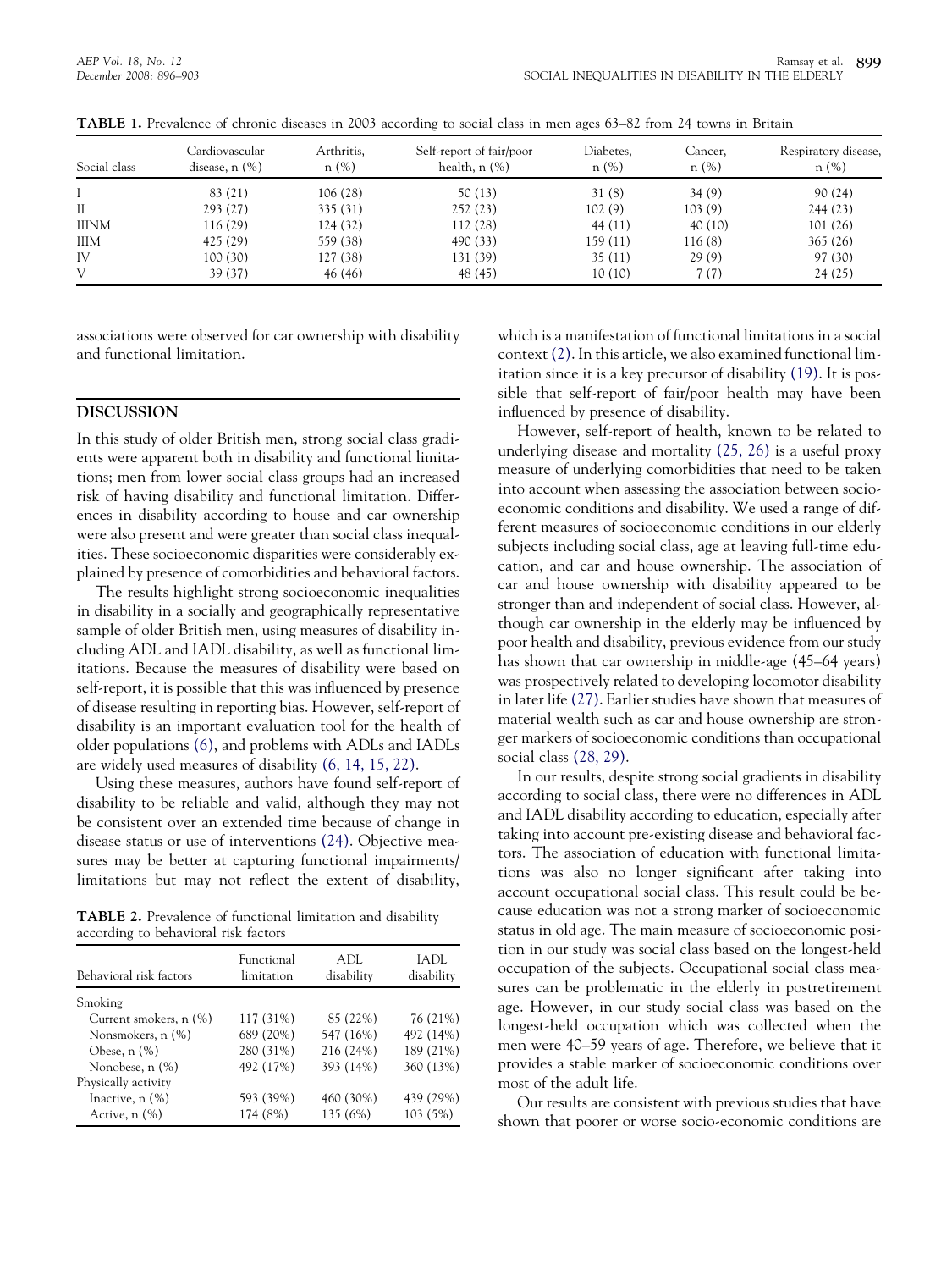**TABLE 1.** Prevalence of chronic diseases in 2003 according to social class in men ages 63–82 from 24 towns in Britain

| Social class | Cardiovascular disease, n (%) | Arthritis, n (%) | Self-report of fair/poor health, n (%) | Diabetes, n (%) | Cancer, n (%) | Respiratory disease, n (%) |
|---|---|---|---|---|---|---|
| I | 83 (21) | 106 (28) | 50 (13) | 31 (8) | 34 (9) | 90 (24) |
| II | 293 (27) | 335 (31) | 252 (23) | 102 (9) | 103 (9) | 244 (23) |
| IIINM | 116 (29) | 124 (32) | 112 (28) | 44 (11) | 40 (10) | 101 (26) |
| IIIM | 425 (29) | 559 (38) | 490 (33) | 159 (11) | 116 (8) | 365 (26) |
| IV | 100 (30) | 127 (38) | 131 (39) | 35 (11) | 29 (9) | 97 (30) |
| V | 39 (37) | 46 (46) | 48 (45) | 10 (10) | 7 (7) | 24 (25) |

associations were observed for car ownership with disability and functional limitation.

## DISCUSSION

In this study of older British men, strong social class gradients were apparent both in disability and functional limitations; men from lower social class groups had an increased risk of having disability and functional limitation. Differences in disability according to house and car ownership were also present and were greater than social class inequalities. These socioeconomic disparities were considerably explained by presence of comorbidities and behavioral factors.

The results highlight strong socioeconomic inequalities in disability in a socially and geographically representative sample of older British men, using measures of disability including ADL and IADL disability, as well as functional limitations. Because the measures of disability were based on self-report, it is possible that this was influenced by presence of disease resulting in reporting bias. However, self-report of disability is an important evaluation tool for the health of older populations (6), and problems with ADLs and IADLs are widely used measures of disability (6, 14, 15, 22).

Using these measures, authors have found self-report of disability to be reliable and valid, although they may not be consistent over an extended time because of change in disease status or use of interventions (24). Objective measures may be better at capturing functional impairments/limitations but may not reflect the extent of disability, which is a manifestation of functional limitations in a social context (2). In this article, we also examined functional limitation since it is a key precursor of disability (19). It is possible that self-report of fair/poor health may have been influenced by presence of disability.

However, self-report of health, known to be related to underlying disease and mortality (25, 26) is a useful proxy measure of underlying comorbidities that need to be taken into account when assessing the association between socioeconomic conditions and disability. We used a range of different measures of socioeconomic conditions in our elderly subjects including social class, age at leaving full-time education, and car and house ownership. The association of car and house ownership with disability appeared to be stronger than and independent of social class. However, although car ownership in the elderly may be influenced by poor health and disability, previous evidence from our study has shown that car ownership in middle-age (45–64 years) was prospectively related to developing locomotor disability in later life (27). Earlier studies have shown that measures of material wealth such as car and house ownership are stronger markers of socioeconomic conditions than occupational social class (28, 29).

In our results, despite strong social gradients in disability according to social class, there were no differences in ADL and IADL disability according to education, especially after taking into account pre-existing disease and behavioral factors. The association of education with functional limitations was also no longer significant after taking into account occupational social class. This result could be because education was not a strong marker of socioeconomic status in old age. The main measure of socioeconomic position in our study was social class based on the longest-held occupation of the subjects. Occupational social class measures can be problematic in the elderly in postretirement age. However, in our study social class was based on the longest-held occupation which was collected when the men were 40–59 years of age. Therefore, we believe that it provides a stable marker of socioeconomic conditions over most of the adult life.

Our results are consistent with previous studies that have shown that poorer or worse socio-economic conditions are

**TABLE 2.** Prevalence of functional limitation and disability according to behavioral risk factors

| Behavioral risk factors | Functional limitation | ADL disability | IADL disability |
|---|---|---|---|
| Smoking | | | |
| Current smokers, n (%) | 117 (31%) | 85 (22%) | 76 (21%) |
| Nonsmokers, n (%) | 689 (20%) | 547 (16%) | 492 (14%) |
| Obese, n (%) | 280 (31%) | 216 (24%) | 189 (21%) |
| Nonobese, n (%) | 492 (17%) | 393 (14%) | 360 (13%) |
| Physically activity | | | |
| Inactive, n (%) | 593 (39%) | 460 (30%) | 439 (29%) |
| Active, n (%) | 174 (8%) | 135 (6%) | 103 (5%) |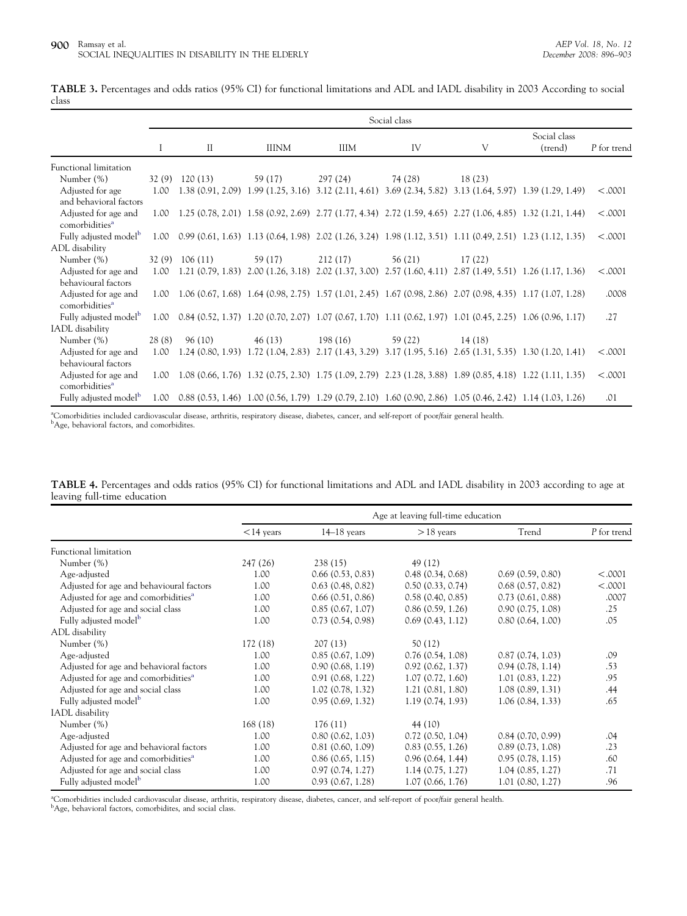**TABLE 3.** Percentages and odds ratios (95% CI) for functional limitations and ADL and IADL disability in 2003 According to social class

| | Social class | | | | | | | |
|---|---|---|---|---|---|---|---|---|
| | I | II | IIINM | IIIM | IV | V | Social class (trend) | P for trend |
| Functional limitation | | | | | | | | |
| Number (%) | 32 (9) | 120 (13) | 59 (17) | 297 (24) | 74 (28) | 18 (23) | | |
| Adjusted for age and behavioral factors | 1.00 | 1.38 (0.91, 2.09) | 1.99 (1.25, 3.16) | 3.12 (2.11, 4.61) | 3.69 (2.34, 5.82) | 3.13 (1.64, 5.97) | 1.39 (1.29, 1.49) | <.0001 |
| Adjusted for age and comorbidities[a] | 1.00 | 1.25 (0.78, 2.01) | 1.58 (0.92, 2.69) | 2.77 (1.77, 4.34) | 2.72 (1.59, 4.65) | 2.27 (1.06, 4.85) | 1.32 (1.21, 1.44) | <.0001 |
| Fully adjusted model[b] | 1.00 | 0.99 (0.61, 1.63) | 1.13 (0.64, 1.98) | 2.02 (1.26, 3.24) | 1.98 (1.12, 3.51) | 1.11 (0.49, 2.51) | 1.23 (1.12, 1.35) | <.0001 |
| ADL disability | | | | | | | | |
| Number (%) | 32 (9) | 106 (11) | 59 (17) | 212 (17) | 56 (21) | 17 (22) | | |
| Adjusted for age and behavioural factors | 1.00 | 1.21 (0.79, 1.83) | 2.00 (1.26, 3.18) | 2.02 (1.37, 3.00) | 2.57 (1.60, 4.11) | 2.87 (1.49, 5.51) | 1.26 (1.17, 1.36) | <.0001 |
| Adjusted for age and comorbidities[a] | 1.00 | 1.06 (0.67, 1.68) | 1.64 (0.98, 2.75) | 1.57 (1.01, 2.45) | 1.67 (0.98, 2.86) | 2.07 (0.98, 4.35) | 1.17 (1.07, 1.28) | .0008 |
| Fully adjusted model[b] | 1.00 | 0.84 (0.52, 1.37) | 1.20 (0.70, 2.07) | 1.07 (0.67, 1.70) | 1.11 (0.62, 1.97) | 1.01 (0.45, 2.25) | 1.06 (0.96, 1.17) | .27 |
| IADL disability | | | | | | | | |
| Number (%) | 28 (8) | 96 (10) | 46 (13) | 198 (16) | 59 (22) | 14 (18) | | |
| Adjusted for age and behavioural factors | 1.00 | 1.24 (0.80, 1.93) | 1.72 (1.04, 2.83) | 2.17 (1.43, 3.29) | 3.17 (1.95, 5.16) | 2.65 (1.31, 5.35) | 1.30 (1.20, 1.41) | <.0001 |
| Adjusted for age and comorbidities[a] | 1.00 | 1.08 (0.66, 1.76) | 1.32 (0.75, 2.30) | 1.75 (1.09, 2.79) | 2.23 (1.28, 3.88) | 1.89 (0.85, 4.18) | 1.22 (1.11, 1.35) | <.0001 |
| Fully adjusted model[b] | 1.00 | 0.88 (0.53, 1.46) | 1.00 (0.56, 1.79) | 1.29 (0.79, 2.10) | 1.60 (0.90, 2.86) | 1.05 (0.46, 2.42) | 1.14 (1.03, 1.26) | .01 |

[a]Comorbidities included cardiovascular disease, arthritis, respiratory disease, diabetes, cancer, and self-report of poor/fair general health.
[b]Age, behavioral factors, and comorbidites.

**TABLE 4.** Percentages and odds ratios (95% CI) for functional limitations and ADL and IADL disability in 2003 according to age at leaving full-time education

| | Age at leaving full-time education | | | | |
|---|---|---|---|---|---|
| | <14 years | 14–18 years | >18 years | Trend | P for trend |
| Functional limitation | | | | | |
| Number (%) | 247 (26) | 238 (15) | 49 (12) | | |
| Age-adjusted | 1.00 | 0.66 (0.53, 0.83) | 0.48 (0.34, 0.68) | 0.69 (0.59, 0.80) | <.0001 |
| Adjusted for age and behavioural factors | 1.00 | 0.63 (0.48, 0.82) | 0.50 (0.33, 0.74) | 0.68 (0.57, 0.82) | <.0001 |
| Adjusted for age and comorbidities[a] | 1.00 | 0.66 (0.51, 0.86) | 0.58 (0.40, 0.85) | 0.73 (0.61, 0.88) | .0007 |
| Adjusted for age and social class | 1.00 | 0.85 (0.67, 1.07) | 0.86 (0.59, 1.26) | 0.90 (0.75, 1.08) | .25 |
| Fully adjusted model[b] | 1.00 | 0.73 (0.54, 0.98) | 0.69 (0.43, 1.12) | 0.80 (0.64, 1.00) | .05 |
| ADL disability | | | | | |
| Number (%) | 172 (18) | 207 (13) | 50 (12) | | |
| Age-adjusted | 1.00 | 0.85 (0.67, 1.09) | 0.76 (0.54, 1.08) | 0.87 (0.74, 1.03) | .09 |
| Adjusted for age and behavioral factors | 1.00 | 0.90 (0.68, 1.19) | 0.92 (0.62, 1.37) | 0.94 (0.78, 1.14) | .53 |
| Adjusted for age and comorbidities[a] | 1.00 | 0.91 (0.68, 1.22) | 1.07 (0.72, 1.60) | 1.01 (0.83, 1.22) | .95 |
| Adjusted for age and social class | 1.00 | 1.02 (0.78, 1.32) | 1.21 (0.81, 1.80) | 1.08 (0.89, 1.31) | .44 |
| Fully adjusted model[b] | 1.00 | 0.95 (0.69, 1.32) | 1.19 (0.74, 1.93) | 1.06 (0.84, 1.33) | .65 |
| IADL disability | | | | | |
| Number (%) | 168 (18) | 176 (11) | 44 (10) | | |
| Age-adjusted | 1.00 | 0.80 (0.62, 1.03) | 0.72 (0.50, 1.04) | 0.84 (0.70, 0.99) | .04 |
| Adjusted for age and behavioral factors | 1.00 | 0.81 (0.60, 1.09) | 0.83 (0.55, 1.26) | 0.89 (0.73, 1.08) | .23 |
| Adjusted for age and comorbidities[a] | 1.00 | 0.86 (0.65, 1.15) | 0.96 (0.64, 1.44) | 0.95 (0.78, 1.15) | .60 |
| Adjusted for age and social class | 1.00 | 0.97 (0.74, 1.27) | 1.14 (0.75, 1.27) | 1.04 (0.85, 1.27) | .71 |
| Fully adjusted model[b] | 1.00 | 0.93 (0.67, 1.28) | 1.07 (0.66, 1.76) | 1.01 (0.80, 1.27) | .96 |

[a]Comorbidities included cardiovascular disease, arthritis, respiratory disease, diabetes, cancer, and self-report of poor/fair general health.
[b]Age, behavioral factors, comorbidites, and social class.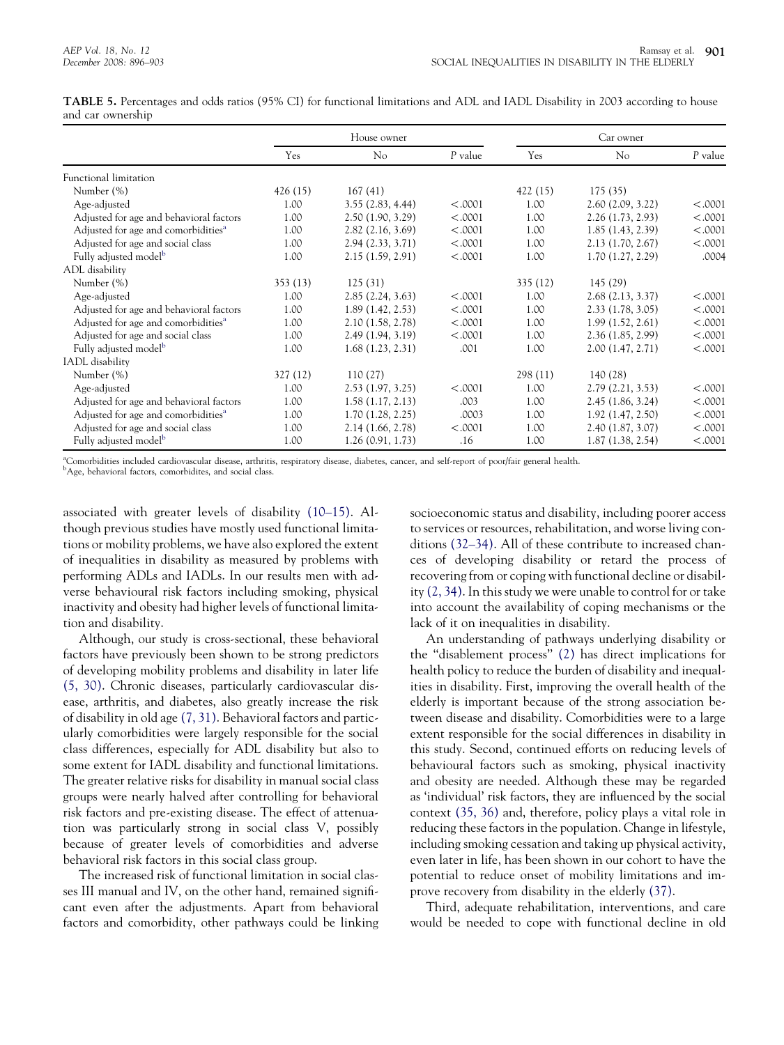**TABLE 5.** Percentages and odds ratios (95% CI) for functional limitations and ADL and IADL Disability in 2003 according to house and car ownership

| | House owner | | | Car owner | | |
|---|---|---|---|---|---|---|
| | Yes | No | *P* value | Yes | No | *P* value |
| Functional limitation | | | | | | |
| Number (%) | 426 (15) | 167 (41) | | 422 (15) | 175 (35) | |
| Age-adjusted | 1.00 | 3.55 (2.83, 4.44) | <.0001 | 1.00 | 2.60 (2.09, 3.22) | <.0001 |
| Adjusted for age and behavioral factors | 1.00 | 2.50 (1.90, 3.29) | <.0001 | 1.00 | 2.26 (1.73, 2.93) | <.0001 |
| Adjusted for age and comorbidities[a] | 1.00 | 2.82 (2.16, 3.69) | <.0001 | 1.00 | 1.85 (1.43, 2.39) | <.0001 |
| Adjusted for age and social class | 1.00 | 2.94 (2.33, 3.71) | <.0001 | 1.00 | 2.13 (1.70, 2.67) | <.0001 |
| Fully adjusted model[b] | 1.00 | 2.15 (1.59, 2.91) | <.0001 | 1.00 | 1.70 (1.27, 2.29) | .0004 |
| ADL disability | | | | | | |
| Number (%) | 353 (13) | 125 (31) | | 335 (12) | 145 (29) | |
| Age-adjusted | 1.00 | 2.85 (2.24, 3.63) | <.0001 | 1.00 | 2.68 (2.13, 3.37) | <.0001 |
| Adjusted for age and behavioral factors | 1.00 | 1.89 (1.42, 2.53) | <.0001 | 1.00 | 2.33 (1.78, 3.05) | <.0001 |
| Adjusted for age and comorbidities[a] | 1.00 | 2.10 (1.58, 2.78) | <.0001 | 1.00 | 1.99 (1.52, 2.61) | <.0001 |
| Adjusted for age and social class | 1.00 | 2.49 (1.94, 3.19) | <.0001 | 1.00 | 2.36 (1.85, 2.99) | <.0001 |
| Fully adjusted model[b] | 1.00 | 1.68 (1.23, 2.31) | .001 | 1.00 | 2.00 (1.47, 2.71) | <.0001 |
| IADL disability | | | | | | |
| Number (%) | 327 (12) | 110 (27) | | 298 (11) | 140 (28) | |
| Age-adjusted | 1.00 | 2.53 (1.97, 3.25) | <.0001 | 1.00 | 2.79 (2.21, 3.53) | <.0001 |
| Adjusted for age and behavioral factors | 1.00 | 1.58 (1.17, 2.13) | .003 | 1.00 | 2.45 (1.86, 3.24) | <.0001 |
| Adjusted for age and comorbidities[a] | 1.00 | 1.70 (1.28, 2.25) | .0003 | 1.00 | 1.92 (1.47, 2.50) | <.0001 |
| Adjusted for age and social class | 1.00 | 2.14 (1.66, 2.78) | <.0001 | 1.00 | 2.40 (1.87, 3.07) | <.0001 |
| Fully adjusted model[b] | 1.00 | 1.26 (0.91, 1.73) | .16 | 1.00 | 1.87 (1.38, 2.54) | <.0001 |

[a]Comorbidities included cardiovascular disease, arthritis, respiratory disease, diabetes, cancer, and self-report of poor/fair general health.
[b]Age, behavioral factors, comorbidites, and social class.

associated with greater levels of disability (10–15). Although previous studies have mostly used functional limitations or mobility problems, we have also explored the extent of inequalities in disability as measured by problems with performing ADLs and IADLs. In our results men with adverse behavioural risk factors including smoking, physical inactivity and obesity had higher levels of functional limitation and disability.

Although, our study is cross-sectional, these behavioral factors have previously been shown to be strong predictors of developing mobility problems and disability in later life (5, 30). Chronic diseases, particularly cardiovascular disease, arthritis, and diabetes, also greatly increase the risk of disability in old age (7, 31). Behavioral factors and particularly comorbidities were largely responsible for the social class differences, especially for ADL disability but also to some extent for IADL disability and functional limitations. The greater relative risks for disability in manual social class groups were nearly halved after controlling for behavioral risk factors and pre-existing disease. The effect of attenuation was particularly strong in social class V, possibly because of greater levels of comorbidities and adverse behavioral risk factors in this social class group.

The increased risk of functional limitation in social classes III manual and IV, on the other hand, remained significant even after the adjustments. Apart from behavioral factors and comorbidity, other pathways could be linking socioeconomic status and disability, including poorer access to services or resources, rehabilitation, and worse living conditions (32–34). All of these contribute to increased chances of developing disability or retard the process of recovering from or coping with functional decline or disability (2, 34). In this study we were unable to control for or take into account the availability of coping mechanisms or the lack of it on inequalities in disability.

An understanding of pathways underlying disability or the "disablement process" (2) has direct implications for health policy to reduce the burden of disability and inequalities in disability. First, improving the overall health of the elderly is important because of the strong association between disease and disability. Comorbidities were to a large extent responsible for the social differences in disability in this study. Second, continued efforts on reducing levels of behavioural factors such as smoking, physical inactivity and obesity are needed. Although these may be regarded as 'individual' risk factors, they are influenced by the social context (35, 36) and, therefore, policy plays a vital role in reducing these factors in the population. Change in lifestyle, including smoking cessation and taking up physical activity, even later in life, has been shown in our cohort to have the potential to reduce onset of mobility limitations and improve recovery from disability in the elderly (37).

Third, adequate rehabilitation, interventions, and care would be needed to cope with functional decline in old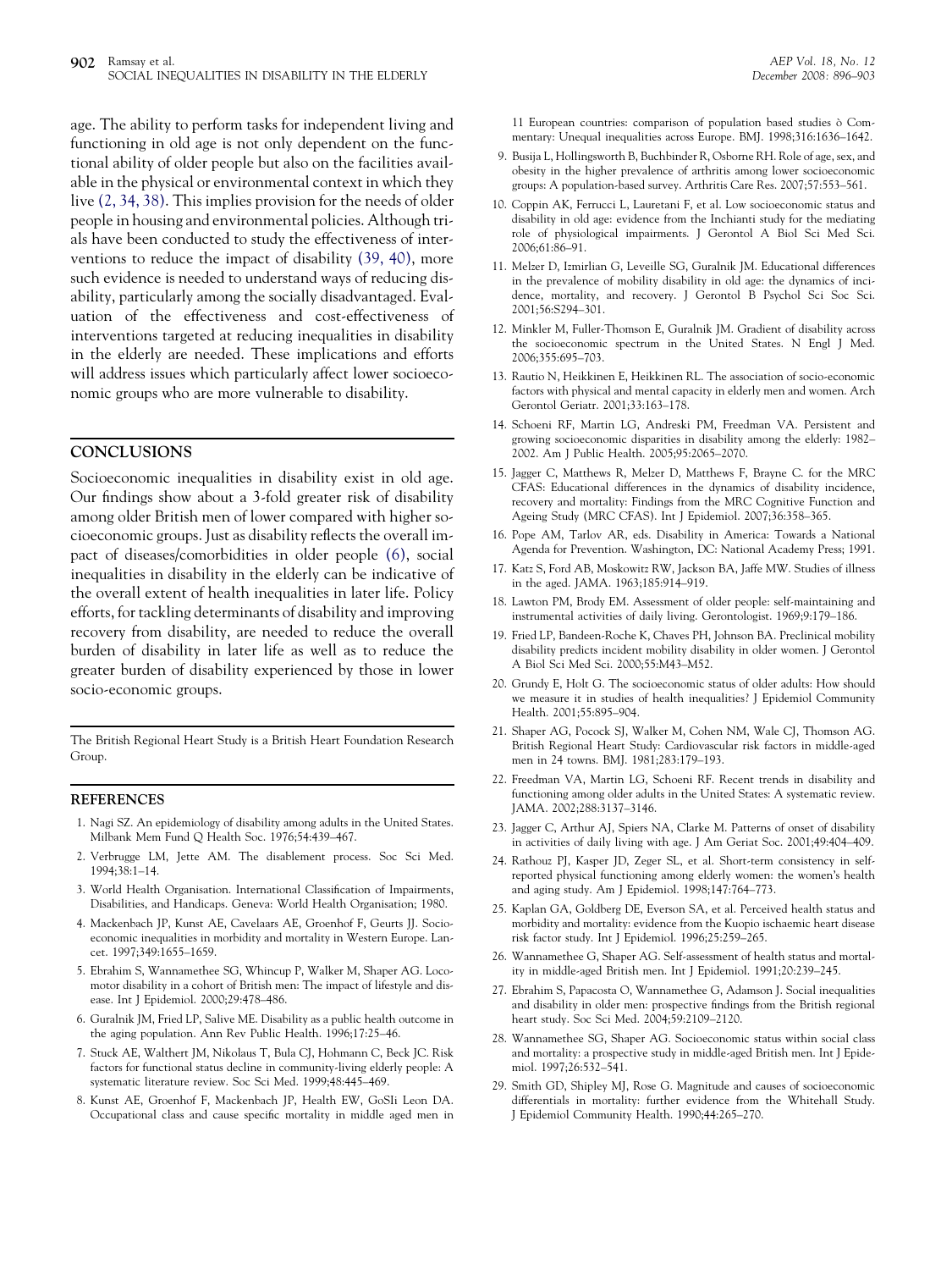age. The ability to perform tasks for independent living and functioning in old age is not only dependent on the functional ability of older people but also on the facilities available in the physical or environmental context in which they live (2, 34, 38). This implies provision for the needs of older people in housing and environmental policies. Although trials have been conducted to study the effectiveness of interventions to reduce the impact of disability (39, 40), more such evidence is needed to understand ways of reducing disability, particularly among the socially disadvantaged. Evaluation of the effectiveness and cost-effectiveness of interventions targeted at reducing inequalities in disability in the elderly are needed. These implications and efforts will address issues which particularly affect lower socioeconomic groups who are more vulnerable to disability.

## CONCLUSIONS

Socioeconomic inequalities in disability exist in old age. Our findings show about a 3-fold greater risk of disability among older British men of lower compared with higher socioeconomic groups. Just as disability reflects the overall impact of diseases/comorbidities in older people (6), social inequalities in disability in the elderly can be indicative of the overall extent of health inequalities in later life. Policy efforts, for tackling determinants of disability and improving recovery from disability, are needed to reduce the overall burden of disability in later life as well as to reduce the greater burden of disability experienced by those in lower socio-economic groups.

The British Regional Heart Study is a British Heart Foundation Research Group.

## REFERENCES

1. Nagi SZ. An epidemiology of disability among adults in the United States. Milbank Mem Fund Q Health Soc. 1976;54:439–467.
2. Verbrugge LM, Jette AM. The disablement process. Soc Sci Med. 1994;38:1–14.
3. World Health Organisation. International Classification of Impairments, Disabilities, and Handicaps. Geneva: World Health Organisation; 1980.
4. Mackenbach JP, Kunst AE, Cavelaars AE, Groenhof F, Geurts JJ. Socioeconomic inequalities in morbidity and mortality in Western Europe. Lancet. 1997;349:1655–1659.
5. Ebrahim S, Wannamethee SG, Whincup P, Walker M, Shaper AG. Locomotor disability in a cohort of British men: The impact of lifestyle and disease. Int J Epidemiol. 2000;29:478–486.
6. Guralnik JM, Fried LP, Salive ME. Disability as a public health outcome in the aging population. Ann Rev Public Health. 1996;17:25–46.
7. Stuck AE, Walthert JM, Nikolaus T, Bula CJ, Hohmann C, Beck JC. Risk factors for functional status decline in community-living elderly people: A systematic literature review. Soc Sci Med. 1999;48:445–469.
8. Kunst AE, Groenhof F, Mackenbach JP, Health EW, GoSIi Leon DA. Occupational class and cause specific mortality in middle aged men in 11 European countries: comparison of population based studies ò Commentary: Unequal inequalities across Europe. BMJ. 1998;316:1636–1642.
9. Busija L, Hollingsworth B, Buchbinder R, Osborne RH. Role of age, sex, and obesity in the higher prevalence of arthritis among lower socioeconomic groups: A population-based survey. Arthritis Care Res. 2007;57:553–561.
10. Coppin AK, Ferrucci L, Lauretani F, et al. Low socioeconomic status and disability in old age: evidence from the Inchianti study for the mediating role of physiological impairments. J Gerontol A Biol Sci Med Sci. 2006;61:86–91.
11. Melzer D, Izmirlian G, Leveille SG, Guralnik JM. Educational differences in the prevalence of mobility disability in old age: the dynamics of incidence, mortality, and recovery. J Gerontol B Psychol Sci Soc Sci. 2001;56:S294–301.
12. Minkler M, Fuller-Thomson E, Guralnik JM. Gradient of disability across the socioeconomic spectrum in the United States. N Engl J Med. 2006;355:695–703.
13. Rautio N, Heikkinen E, Heikkinen RL. The association of socio-economic factors with physical and mental capacity in elderly men and women. Arch Gerontol Geriatr. 2001;33:163–178.
14. Schoeni RF, Martin LG, Andreski PM, Freedman VA. Persistent and growing socioeconomic disparities in disability among the elderly: 1982–2002. Am J Public Health. 2005;95:2065–2070.
15. Jagger C, Matthews R, Melzer D, Matthews F, Brayne C. for the MRC CFAS: Educational differences in the dynamics of disability incidence, recovery and mortality: Findings from the MRC Cognitive Function and Ageing Study (MRC CFAS). Int J Epidemiol. 2007;36:358–365.
16. Pope AM, Tarlov AR, eds. Disability in America: Towards a National Agenda for Prevention. Washington, DC: National Academy Press; 1991.
17. Katz S, Ford AB, Moskowitz RW, Jackson BA, Jaffe MW. Studies of illness in the aged. JAMA. 1963;185:914–919.
18. Lawton PM, Brody EM. Assessment of older people: self-maintaining and instrumental activities of daily living. Gerontologist. 1969;9:179–186.
19. Fried LP, Bandeen-Roche K, Chaves PH, Johnson BA. Preclinical mobility disability predicts incident mobility disability in older women. J Gerontol A Biol Sci Med Sci. 2000;55:M43–M52.
20. Grundy E, Holt G. The socioeconomic status of older adults: How should we measure it in studies of health inequalities? J Epidemiol Community Health. 2001;55:895–904.
21. Shaper AG, Pocock SJ, Walker M, Cohen NM, Wale CJ, Thomson AG. British Regional Heart Study: Cardiovascular risk factors in middle-aged men in 24 towns. BMJ. 1981;283:179–193.
22. Freedman VA, Martin LG, Schoeni RF. Recent trends in disability and functioning among older adults in the United States: A systematic review. JAMA. 2002;288:3137–3146.
23. Jagger C, Arthur AJ, Spiers NA, Clarke M. Patterns of onset of disability in activities of daily living with age. J Am Geriat Soc. 2001;49:404–409.
24. Rathouz PJ, Kasper JD, Zeger SL, et al. Short-term consistency in self-reported physical functioning among elderly women: the women's health and aging study. Am J Epidemiol. 1998;147:764–773.
25. Kaplan GA, Goldberg DE, Everson SA, et al. Perceived health status and morbidity and mortality: evidence from the Kuopio ischaemic heart disease risk factor study. Int J Epidemiol. 1996;25:259–265.
26. Wannamethee G, Shaper AG. Self-assessment of health status and mortality in middle-aged British men. Int J Epidemiol. 1991;20:239–245.
27. Ebrahim S, Papacosta O, Wannamethee G, Adamson J. Social inequalities and disability in older men: prospective findings from the British regional heart study. Soc Sci Med. 2004;59:2109–2120.
28. Wannamethee SG, Shaper AG. Socioeconomic status within social class and mortality: a prospective study in middle-aged British men. Int J Epidemiol. 1997;26:532–541.
29. Smith GD, Shipley MJ, Rose G. Magnitude and causes of socioeconomic differentials in mortality: further evidence from the Whitehall Study. J Epidemiol Community Health. 1990;44:265–270.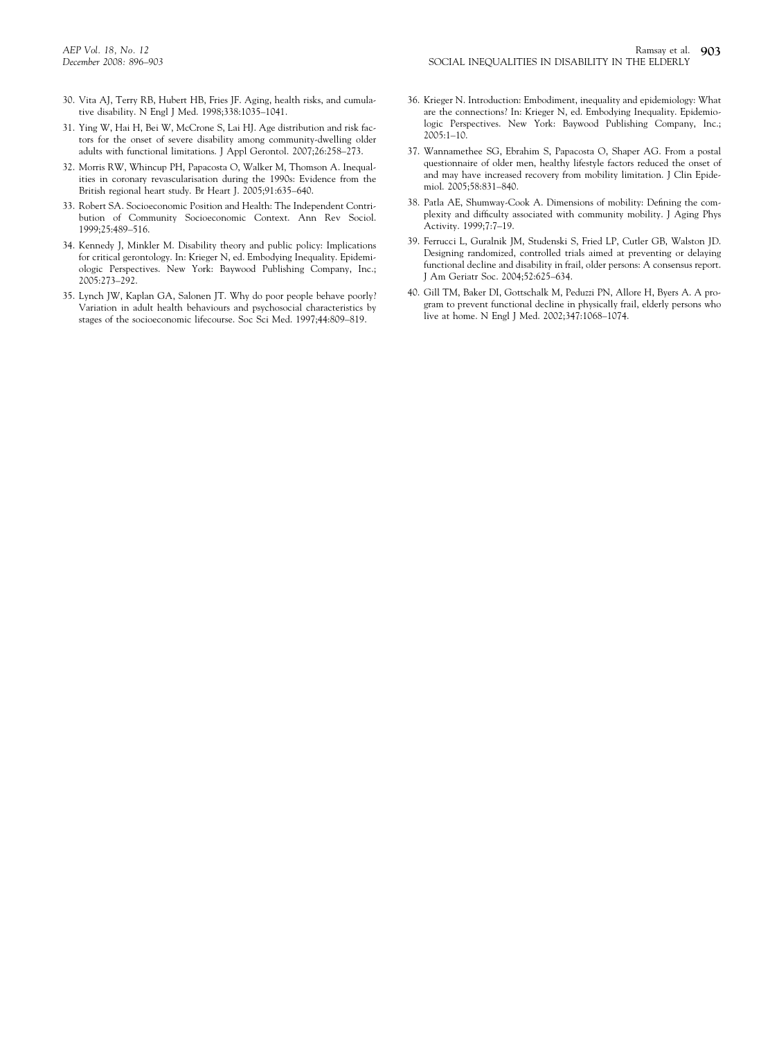30. Vita AJ, Terry RB, Hubert HB, Fries JF. Aging, health risks, and cumulative disability. N Engl J Med. 1998;338:1035–1041.
31. Ying W, Hai H, Bei W, McCrone S, Lai HJ. Age distribution and risk factors for the onset of severe disability among community-dwelling older adults with functional limitations. J Appl Gerontol. 2007;26:258–273.
32. Morris RW, Whincup PH, Papacosta O, Walker M, Thomson A. Inequalities in coronary revascularisation during the 1990s: Evidence from the British regional heart study. Br Heart J. 2005;91:635–640.
33. Robert SA. Socioeconomic Position and Health: The Independent Contribution of Community Socioeconomic Context. Ann Rev Sociol. 1999;25:489–516.
34. Kennedy J, Minkler M. Disability theory and public policy: Implications for critical gerontology. In: Krieger N, ed. Embodying Inequality. Epidemiologic Perspectives. New York: Baywood Publishing Company, Inc.; 2005:273–292.
35. Lynch JW, Kaplan GA, Salonen JT. Why do poor people behave poorly? Variation in adult health behaviours and psychosocial characteristics by stages of the socioeconomic lifecourse. Soc Sci Med. 1997;44:809–819.
36. Krieger N. Introduction: Embodiment, inequality and epidemiology: What are the connections? In: Krieger N, ed. Embodying Inequality. Epidemiologic Perspectives. New York: Baywood Publishing Company, Inc.; 2005:1–10.
37. Wannamethee SG, Ebrahim S, Papacosta O, Shaper AG. From a postal questionnaire of older men, healthy lifestyle factors reduced the onset of and may have increased recovery from mobility limitation. J Clin Epidemiol. 2005;58:831–840.
38. Patla AE, Shumway-Cook A. Dimensions of mobility: Defining the complexity and difficulty associated with community mobility. J Aging Phys Activity. 1999;7:7–19.
39. Ferrucci L, Guralnik JM, Studenski S, Fried LP, Cutler GB, Walston JD. Designing randomized, controlled trials aimed at preventing or delaying functional decline and disability in frail, older persons: A consensus report. J Am Geriatr Soc. 2004;52:625–634.
40. Gill TM, Baker DI, Gottschalk M, Peduzzi PN, Allore H, Byers A. A program to prevent functional decline in physically frail, elderly persons who live at home. N Engl J Med. 2002;347:1068–1074.